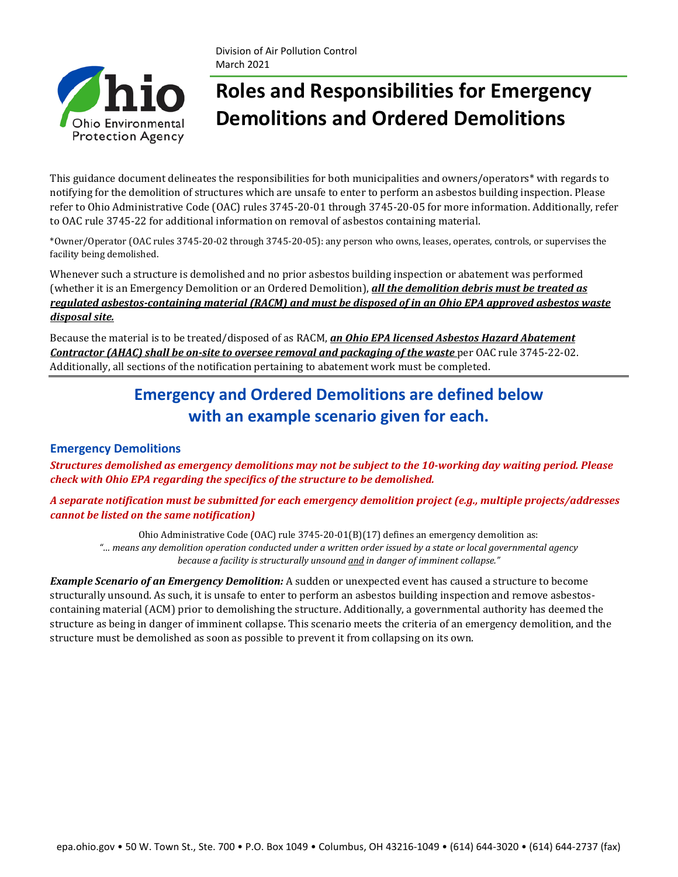Division of Air Pollution Control
March 2021

# Roles and Responsibilities for Emergency Demolitions and Ordered Demolitions

This guidance document delineates the responsibilities for both municipalities and owners/operators* with regards to notifying for the demolition of structures which are unsafe to enter to perform an asbestos building inspection. Please refer to Ohio Administrative Code (OAC) rules 3745-20-01 through 3745-20-05 for more information. Additionally, refer to OAC rule 3745-22 for additional information on removal of asbestos containing material.

*Owner/Operator (OAC rules 3745-20-02 through 3745-20-05): any person who owns, leases, operates, controls, or supervises the facility being demolished.

Whenever such a structure is demolished and no prior asbestos building inspection or abatement was performed (whether it is an Emergency Demolition or an Ordered Demolition), ***all the demolition debris must be treated as regulated asbestos-containing material (RACM) and must be disposed of in an Ohio EPA approved asbestos waste disposal site.***

Because the material is to be treated/disposed of as RACM, ***an Ohio EPA licensed Asbestos Hazard Abatement Contractor (AHAC) shall be on-site to oversee removal and packaging of the waste*** per OAC rule 3745-22-02. Additionally, all sections of the notification pertaining to abatement work must be completed.

---

## Emergency and Ordered Demolitions are defined below with an example scenario given for each.

### Emergency Demolitions

***Structures demolished as emergency demolitions may not be subject to the 10-working day waiting period. Please check with Ohio EPA regarding the specifics of the structure to be demolished.***

***A separate notification must be submitted for each emergency demolition project (e.g., multiple projects/addresses cannot be listed on the same notification)***

Ohio Administrative Code (OAC) rule 3745-20-01(B)(17) defines an emergency demolition as:
*"... means any demolition operation conducted under a written order issued by a state or local governmental agency because a facility is structurally unsound and in danger of imminent collapse."*

***Example Scenario of an Emergency Demolition:*** A sudden or unexpected event has caused a structure to become structurally unsound. As such, it is unsafe to enter to perform an asbestos building inspection and remove asbestos-containing material (ACM) prior to demolishing the structure. Additionally, a governmental authority has deemed the structure as being in danger of imminent collapse. This scenario meets the criteria of an emergency demolition, and the structure must be demolished as soon as possible to prevent it from collapsing on its own.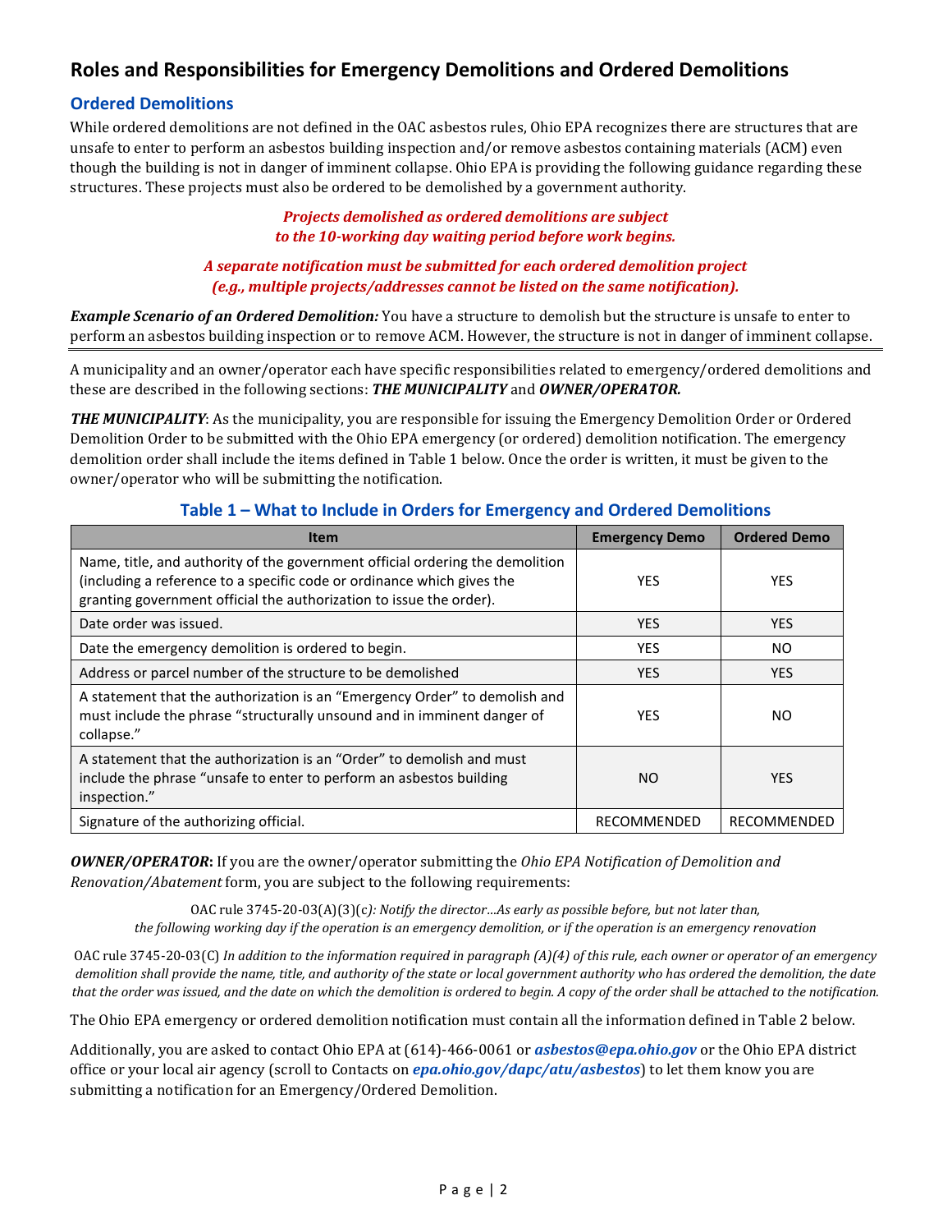## Roles and Responsibilities for Emergency Demolitions and Ordered Demolitions

### Ordered Demolitions

While ordered demolitions are not defined in the OAC asbestos rules, Ohio EPA recognizes there are structures that are unsafe to enter to perform an asbestos building inspection and/or remove asbestos containing materials (ACM) even though the building is not in danger of imminent collapse. Ohio EPA is providing the following guidance regarding these structures. These projects must also be ordered to be demolished by a government authority.

***Projects demolished as ordered demolitions are subject to the 10-working day waiting period before work begins.***

***A separate notification must be submitted for each ordered demolition project (e.g., multiple projects/addresses cannot be listed on the same notification).***

***Example Scenario of an Ordered Demolition:*** You have a structure to demolish but the structure is unsafe to enter to perform an asbestos building inspection or to remove ACM. However, the structure is not in danger of imminent collapse.

---

A municipality and an owner/operator each have specific responsibilities related to emergency/ordered demolitions and these are described in the following sections: ***THE MUNICIPALITY*** and ***OWNER/OPERATOR.***

***THE MUNICIPALITY***: As the municipality, you are responsible for issuing the Emergency Demolition Order or Ordered Demolition Order to be submitted with the Ohio EPA emergency (or ordered) demolition notification. The emergency demolition order shall include the items defined in Table 1 below. Once the order is written, it must be given to the owner/operator who will be submitting the notification.

**Table 1 – What to Include in Orders for Emergency and Ordered Demolitions**

| Item | Emergency Demo | Ordered Demo |
|---|---|---|
| Name, title, and authority of the government official ordering the demolition (including a reference to a specific code or ordinance which gives the granting government official the authorization to issue the order). | YES | YES |
| Date order was issued. | YES | YES |
| Date the emergency demolition is ordered to begin. | YES | NO |
| Address or parcel number of the structure to be demolished | YES | YES |
| A statement that the authorization is an "Emergency Order" to demolish and must include the phrase "structurally unsound and in imminent danger of collapse." | YES | NO |
| A statement that the authorization is an "Order" to demolish and must include the phrase "unsafe to enter to perform an asbestos building inspection." | NO | YES |
| Signature of the authorizing official. | RECOMMENDED | RECOMMENDED |

***OWNER/OPERATOR*:** If you are the owner/operator submitting the *Ohio EPA Notification of Demolition and Renovation/Abatement* form, you are subject to the following requirements:

> OAC rule 3745-20-03(A)(3)(c*): Notify the director…As early as possible before, but not later than, the following working day if the operation is an emergency demolition, or if the operation is an emergency renovation*

> OAC rule 3745-20-03(C) *In addition to the information required in paragraph (A)(4) of this rule, each owner or operator of an emergency demolition shall provide the name, title, and authority of the state or local government authority who has ordered the demolition, the date that the order was issued, and the date on which the demolition is ordered to begin. A copy of the order shall be attached to the notification.*

The Ohio EPA emergency or ordered demolition notification must contain all the information defined in Table 2 below.

Additionally, you are asked to contact Ohio EPA at (614)-466-0061 or ***asbestos@epa.ohio.gov*** or the Ohio EPA district office or your local air agency (scroll to Contacts on ***epa.ohio.gov/dapc/atu/asbestos***) to let them know you are submitting a notification for an Emergency/Ordered Demolition.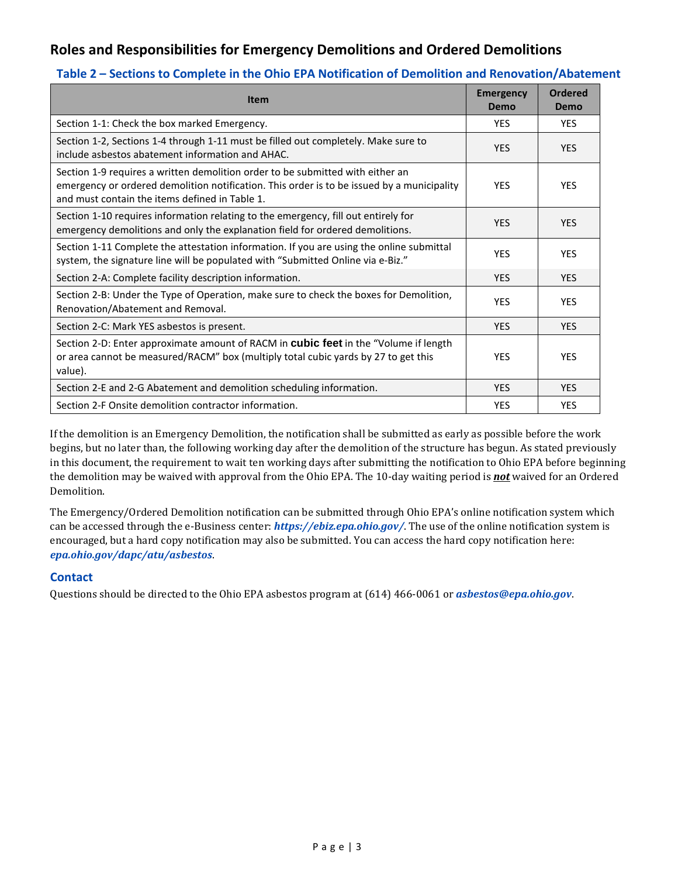## Roles and Responsibilities for Emergency Demolitions and Ordered Demolitions

### Table 2 – Sections to Complete in the Ohio EPA Notification of Demolition and Renovation/Abatement

| Item | Emergency Demo | Ordered Demo |
|---|---|---|
| Section 1-1: Check the box marked Emergency. | YES | YES |
| Section 1-2, Sections 1-4 through 1-11 must be filled out completely. Make sure to include asbestos abatement information and AHAC. | YES | YES |
| Section 1-9 requires a written demolition order to be submitted with either an emergency or ordered demolition notification. This order is to be issued by a municipality and must contain the items defined in Table 1. | YES | YES |
| Section 1-10 requires information relating to the emergency, fill out entirely for emergency demolitions and only the explanation field for ordered demolitions. | YES | YES |
| Section 1-11 Complete the attestation information. If you are using the online submittal system, the signature line will be populated with "Submitted Online via e-Biz." | YES | YES |
| Section 2-A: Complete facility description information. | YES | YES |
| Section 2-B: Under the Type of Operation, make sure to check the boxes for Demolition, Renovation/Abatement and Removal. | YES | YES |
| Section 2-C: Mark YES asbestos is present. | YES | YES |
| Section 2-D: Enter approximate amount of RACM in **cubic feet** in the "Volume if length or area cannot be measured/RACM" box (multiply total cubic yards by 27 to get this value). | YES | YES |
| Section 2-E and 2-G Abatement and demolition scheduling information. | YES | YES |
| Section 2-F Onsite demolition contractor information. | YES | YES |

If the demolition is an Emergency Demolition, the notification shall be submitted as early as possible before the work begins, but no later than, the following working day after the demolition of the structure has begun. As stated previously in this document, the requirement to wait ten working days after submitting the notification to Ohio EPA before beginning the demolition may be waived with approval from the Ohio EPA. The 10-day waiting period is ***not*** waived for an Ordered Demolition.

The Emergency/Ordered Demolition notification can be submitted through Ohio EPA's online notification system which can be accessed through the e-Business center: ***https://ebiz.epa.ohio.gov/***. The use of the online notification system is encouraged, but a hard copy notification may also be submitted. You can access the hard copy notification here: ***epa.ohio.gov/dapc/atu/asbestos***.

### Contact

Questions should be directed to the Ohio EPA asbestos program at (614) 466-0061 or ***asbestos@epa.ohio.gov***.